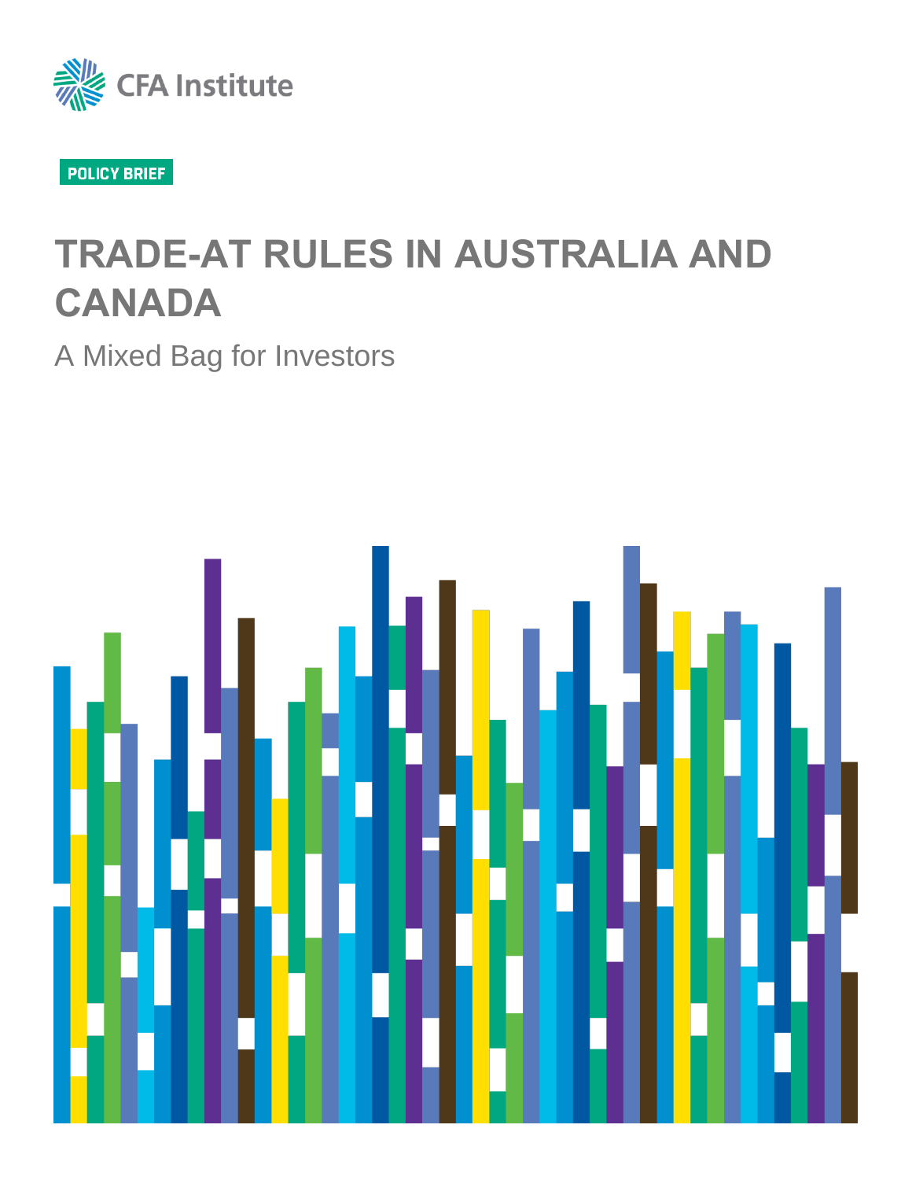CFA Institute

POLICY BRIEF

# TRADE-AT RULES IN AUSTRALIA AND CANADA

## A Mixed Bag for Investors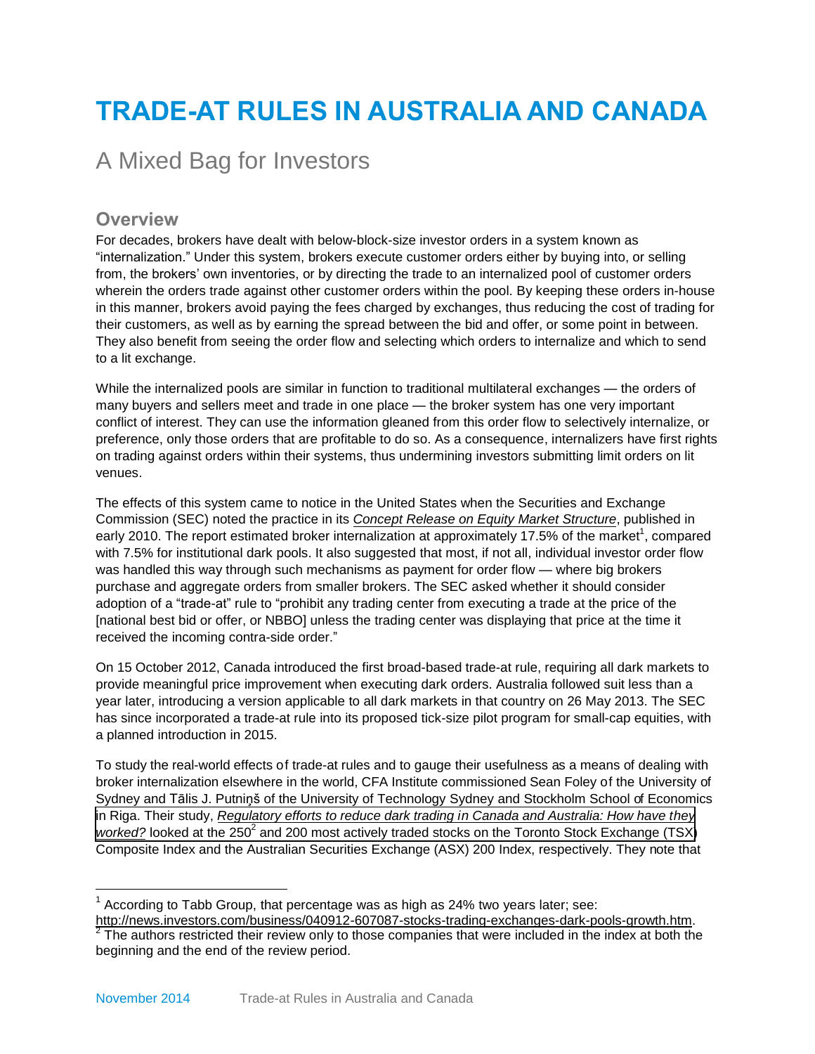# TRADE-AT RULES IN AUSTRALIA AND CANADA

## A Mixed Bag for Investors

### Overview

For decades, brokers have dealt with below-block-size investor orders in a system known as "internalization." Under this system, brokers execute customer orders either by buying into, or selling from, the brokers' own inventories, or by directing the trade to an internalized pool of customer orders wherein the orders trade against other customer orders within the pool. By keeping these orders in-house in this manner, brokers avoid paying the fees charged by exchanges, thus reducing the cost of trading for their customers, as well as by earning the spread between the bid and offer, or some point in between. They also benefit from seeing the order flow and selecting which orders to internalize and which to send to a lit exchange.

While the internalized pools are similar in function to traditional multilateral exchanges — the orders of many buyers and sellers meet and trade in one place — the broker system has one very important conflict of interest. They can use the information gleaned from this order flow to selectively internalize, or preference, only those orders that are profitable to do so. As a consequence, internalizers have first rights on trading against orders within their systems, thus undermining investors submitting limit orders on lit venues.

The effects of this system came to notice in the United States when the Securities and Exchange Commission (SEC) noted the practice in its *Concept Release on Equity Market Structure*, published in early 2010. The report estimated broker internalization at approximately 17.5% of the market[1], compared with 7.5% for institutional dark pools. It also suggested that most, if not all, individual investor order flow was handled this way through such mechanisms as payment for order flow — where big brokers purchase and aggregate orders from smaller brokers. The SEC asked whether it should consider adoption of a "trade-at" rule to "prohibit any trading center from executing a trade at the price of the [national best bid or offer, or NBBO] unless the trading center was displaying that price at the time it received the incoming contra-side order."

On 15 October 2012, Canada introduced the first broad-based trade-at rule, requiring all dark markets to provide meaningful price improvement when executing dark orders. Australia followed suit less than a year later, introducing a version applicable to all dark markets in that country on 26 May 2013. The SEC has since incorporated a trade-at rule into its proposed tick-size pilot program for small-cap equities, with a planned introduction in 2015.

To study the real-world effects of trade-at rules and to gauge their usefulness as a means of dealing with broker internalization elsewhere in the world, CFA Institute commissioned Sean Foley of the University of Sydney and Tālis J. Putniņš of the University of Technology Sydney and Stockholm School of Economics in Riga. Their study, *Regulatory efforts to reduce dark trading in Canada and Australia: How have they worked?* looked at the 250[2] and 200 most actively traded stocks on the Toronto Stock Exchange (TSX) Composite Index and the Australian Securities Exchange (ASX) 200 Index, respectively. They note that

---

[1] According to Tabb Group, that percentage was as high as 24% two years later; see: http://news.investors.com/business/040912-607087-stocks-trading-exchanges-dark-pools-growth.htm.

[2] The authors restricted their review only to those companies that were included in the index at both the beginning and the end of the review period.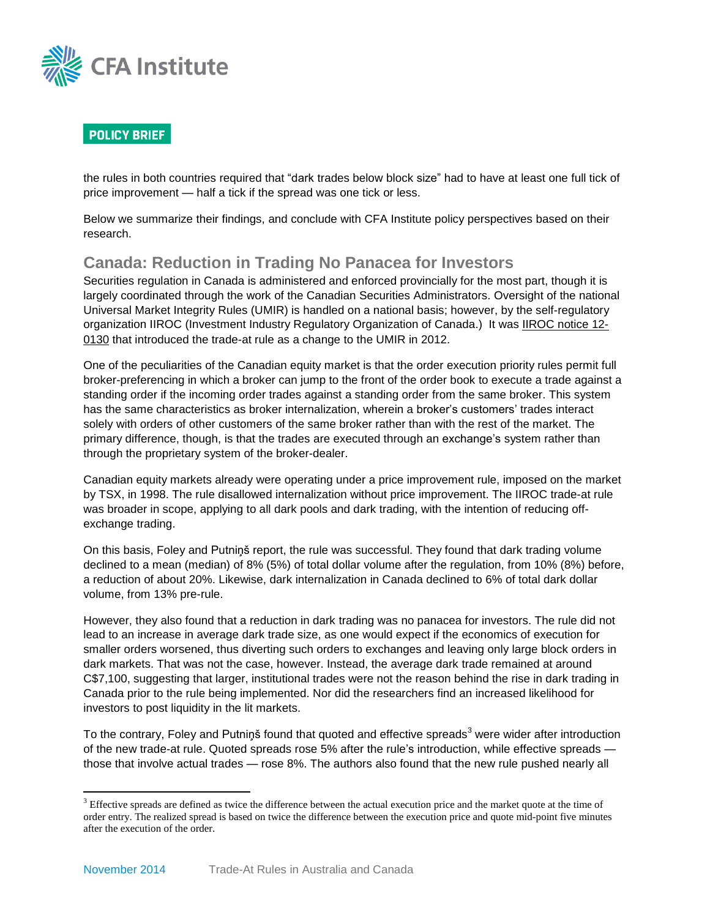the rules in both countries required that "dark trades below block size" had to have at least one full tick of price improvement — half a tick if the spread was one tick or less.

Below we summarize their findings, and conclude with CFA Institute policy perspectives based on their research.

## Canada: Reduction in Trading No Panacea for Investors

Securities regulation in Canada is administered and enforced provincially for the most part, though it is largely coordinated through the work of the Canadian Securities Administrators. Oversight of the national Universal Market Integrity Rules (UMIR) is handled on a national basis; however, by the self-regulatory organization IIROC (Investment Industry Regulatory Organization of Canada.) It was IIROC notice 12-0130 that introduced the trade-at rule as a change to the UMIR in 2012.

One of the peculiarities of the Canadian equity market is that the order execution priority rules permit full broker-preferencing in which a broker can jump to the front of the order book to execute a trade against a standing order if the incoming order trades against a standing order from the same broker. This system has the same characteristics as broker internalization, wherein a broker's customers' trades interact solely with orders of other customers of the same broker rather than with the rest of the market. The primary difference, though, is that the trades are executed through an exchange's system rather than through the proprietary system of the broker-dealer.

Canadian equity markets already were operating under a price improvement rule, imposed on the market by TSX, in 1998. The rule disallowed internalization without price improvement. The IIROC trade-at rule was broader in scope, applying to all dark pools and dark trading, with the intention of reducing off-exchange trading.

On this basis, Foley and Putniņš report, the rule was successful. They found that dark trading volume declined to a mean (median) of 8% (5%) of total dollar volume after the regulation, from 10% (8%) before, a reduction of about 20%. Likewise, dark internalization in Canada declined to 6% of total dark dollar volume, from 13% pre-rule.

However, they also found that a reduction in dark trading was no panacea for investors. The rule did not lead to an increase in average dark trade size, as one would expect if the economics of execution for smaller orders worsened, thus diverting such orders to exchanges and leaving only large block orders in dark markets. That was not the case, however. Instead, the average dark trade remained at around C$7,100, suggesting that larger, institutional trades were not the reason behind the rise in dark trading in Canada prior to the rule being implemented. Nor did the researchers find an increased likelihood for investors to post liquidity in the lit markets.

To the contrary, Foley and Putniņš found that quoted and effective spreads[3] were wider after introduction of the new trade-at rule. Quoted spreads rose 5% after the rule's introduction, while effective spreads — those that involve actual trades — rose 8%. The authors also found that the new rule pushed nearly all

[3] Effective spreads are defined as twice the difference between the actual execution price and the market quote at the time of order entry. The realized spread is based on twice the difference between the execution price and quote mid-point five minutes after the execution of the order.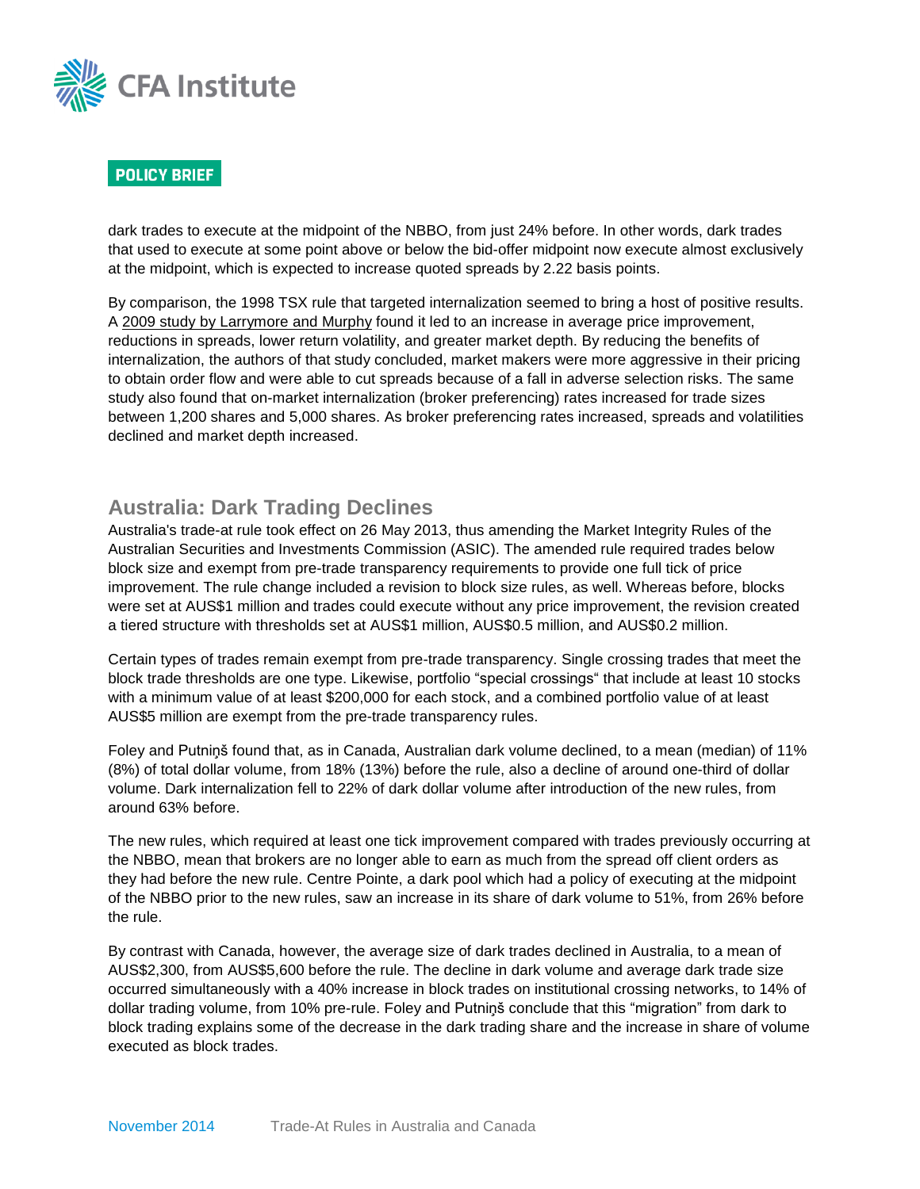dark trades to execute at the midpoint of the NBBO, from just 24% before. In other words, dark trades that used to execute at some point above or below the bid-offer midpoint now execute almost exclusively at the midpoint, which is expected to increase quoted spreads by 2.22 basis points.

By comparison, the 1998 TSX rule that targeted internalization seemed to bring a host of positive results. A 2009 study by Larrymore and Murphy found it led to an increase in average price improvement, reductions in spreads, lower return volatility, and greater market depth. By reducing the benefits of internalization, the authors of that study concluded, market makers were more aggressive in their pricing to obtain order flow and were able to cut spreads because of a fall in adverse selection risks. The same study also found that on-market internalization (broker preferencing) rates increased for trade sizes between 1,200 shares and 5,000 shares. As broker preferencing rates increased, spreads and volatilities declined and market depth increased.

## Australia: Dark Trading Declines

Australia's trade-at rule took effect on 26 May 2013, thus amending the Market Integrity Rules of the Australian Securities and Investments Commission (ASIC). The amended rule required trades below block size and exempt from pre-trade transparency requirements to provide one full tick of price improvement. The rule change included a revision to block size rules, as well. Whereas before, blocks were set at AUS$1 million and trades could execute without any price improvement, the revision created a tiered structure with thresholds set at AUS$1 million, AUS$0.5 million, and AUS$0.2 million.

Certain types of trades remain exempt from pre-trade transparency. Single crossing trades that meet the block trade thresholds are one type. Likewise, portfolio "special crossings" that include at least 10 stocks with a minimum value of at least $200,000 for each stock, and a combined portfolio value of at least AUS$5 million are exempt from the pre-trade transparency rules.

Foley and Putniņš found that, as in Canada, Australian dark volume declined, to a mean (median) of 11% (8%) of total dollar volume, from 18% (13%) before the rule, also a decline of around one-third of dollar volume. Dark internalization fell to 22% of dark dollar volume after introduction of the new rules, from around 63% before.

The new rules, which required at least one tick improvement compared with trades previously occurring at the NBBO, mean that brokers are no longer able to earn as much from the spread off client orders as they had before the new rule. Centre Pointe, a dark pool which had a policy of executing at the midpoint of the NBBO prior to the new rules, saw an increase in its share of dark volume to 51%, from 26% before the rule.

By contrast with Canada, however, the average size of dark trades declined in Australia, to a mean of AUS$2,300, from AUS$5,600 before the rule. The decline in dark volume and average dark trade size occurred simultaneously with a 40% increase in block trades on institutional crossing networks, to 14% of dollar trading volume, from 10% pre-rule. Foley and Putniņš conclude that this "migration" from dark to block trading explains some of the decrease in the dark trading share and the increase in share of volume executed as block trades.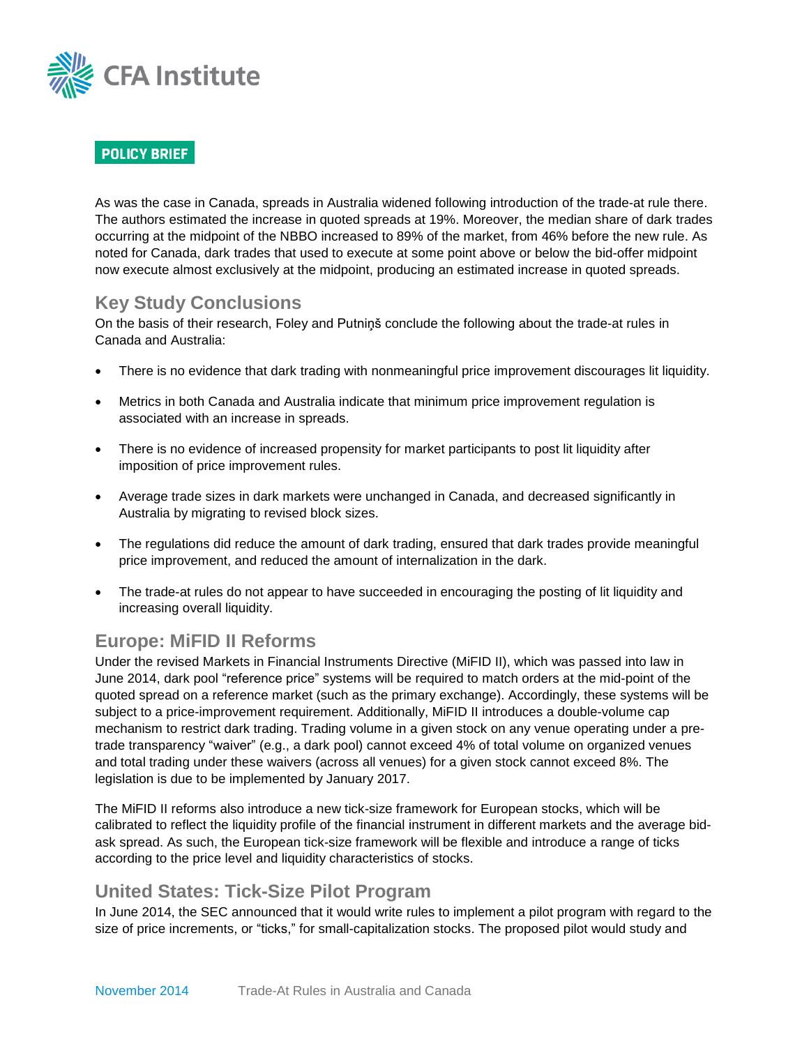As was the case in Canada, spreads in Australia widened following introduction of the trade-at rule there. The authors estimated the increase in quoted spreads at 19%. Moreover, the median share of dark trades occurring at the midpoint of the NBBO increased to 89% of the market, from 46% before the new rule. As noted for Canada, dark trades that used to execute at some point above or below the bid-offer midpoint now execute almost exclusively at the midpoint, producing an estimated increase in quoted spreads.

## Key Study Conclusions

On the basis of their research, Foley and Putniņš conclude the following about the trade-at rules in Canada and Australia:

- There is no evidence that dark trading with nonmeaningful price improvement discourages lit liquidity.
- Metrics in both Canada and Australia indicate that minimum price improvement regulation is associated with an increase in spreads.
- There is no evidence of increased propensity for market participants to post lit liquidity after imposition of price improvement rules.
- Average trade sizes in dark markets were unchanged in Canada, and decreased significantly in Australia by migrating to revised block sizes.
- The regulations did reduce the amount of dark trading, ensured that dark trades provide meaningful price improvement, and reduced the amount of internalization in the dark.
- The trade-at rules do not appear to have succeeded in encouraging the posting of lit liquidity and increasing overall liquidity.

## Europe: MiFID II Reforms

Under the revised Markets in Financial Instruments Directive (MiFID II), which was passed into law in June 2014, dark pool "reference price" systems will be required to match orders at the mid-point of the quoted spread on a reference market (such as the primary exchange). Accordingly, these systems will be subject to a price-improvement requirement. Additionally, MiFID II introduces a double-volume cap mechanism to restrict dark trading. Trading volume in a given stock on any venue operating under a pre-trade transparency "waiver" (e.g., a dark pool) cannot exceed 4% of total volume on organized venues and total trading under these waivers (across all venues) for a given stock cannot exceed 8%. The legislation is due to be implemented by January 2017.

The MiFID II reforms also introduce a new tick-size framework for European stocks, which will be calibrated to reflect the liquidity profile of the financial instrument in different markets and the average bid-ask spread. As such, the European tick-size framework will be flexible and introduce a range of ticks according to the price level and liquidity characteristics of stocks.

## United States: Tick-Size Pilot Program

In June 2014, the SEC announced that it would write rules to implement a pilot program with regard to the size of price increments, or "ticks," for small-capitalization stocks. The proposed pilot would study and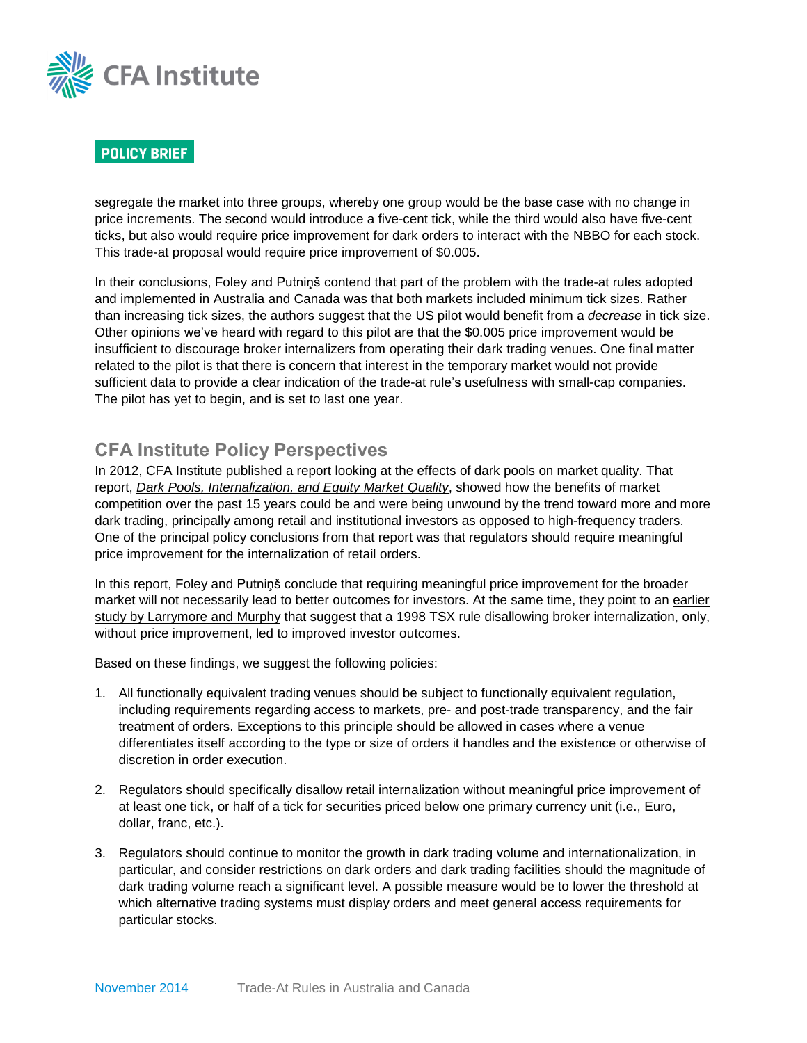segregate the market into three groups, whereby one group would be the base case with no change in price increments. The second would introduce a five-cent tick, while the third would also have five-cent ticks, but also would require price improvement for dark orders to interact with the NBBO for each stock. This trade-at proposal would require price improvement of $0.005.

In their conclusions, Foley and Putniņš contend that part of the problem with the trade-at rules adopted and implemented in Australia and Canada was that both markets included minimum tick sizes. Rather than increasing tick sizes, the authors suggest that the US pilot would benefit from a *decrease* in tick size. Other opinions we've heard with regard to this pilot are that the $0.005 price improvement would be insufficient to discourage broker internalizers from operating their dark trading venues. One final matter related to the pilot is that there is concern that interest in the temporary market would not provide sufficient data to provide a clear indication of the trade-at rule's usefulness with small-cap companies. The pilot has yet to begin, and is set to last one year.

## CFA Institute Policy Perspectives

In 2012, CFA Institute published a report looking at the effects of dark pools on market quality. That report, *Dark Pools, Internalization, and Equity Market Quality*, showed how the benefits of market competition over the past 15 years could be and were being unwound by the trend toward more and more dark trading, principally among retail and institutional investors as opposed to high-frequency traders. One of the principal policy conclusions from that report was that regulators should require meaningful price improvement for the internalization of retail orders.

In this report, Foley and Putniņš conclude that requiring meaningful price improvement for the broader market will not necessarily lead to better outcomes for investors. At the same time, they point to an earlier study by Larrymore and Murphy that suggest that a 1998 TSX rule disallowing broker internalization, only, without price improvement, led to improved investor outcomes.

Based on these findings, we suggest the following policies:

1. All functionally equivalent trading venues should be subject to functionally equivalent regulation, including requirements regarding access to markets, pre- and post-trade transparency, and the fair treatment of orders. Exceptions to this principle should be allowed in cases where a venue differentiates itself according to the type or size of orders it handles and the existence or otherwise of discretion in order execution.

2. Regulators should specifically disallow retail internalization without meaningful price improvement of at least one tick, or half of a tick for securities priced below one primary currency unit (i.e., Euro, dollar, franc, etc.).

3. Regulators should continue to monitor the growth in dark trading volume and internationalization, in particular, and consider restrictions on dark orders and dark trading facilities should the magnitude of dark trading volume reach a significant level. A possible measure would be to lower the threshold at which alternative trading systems must display orders and meet general access requirements for particular stocks.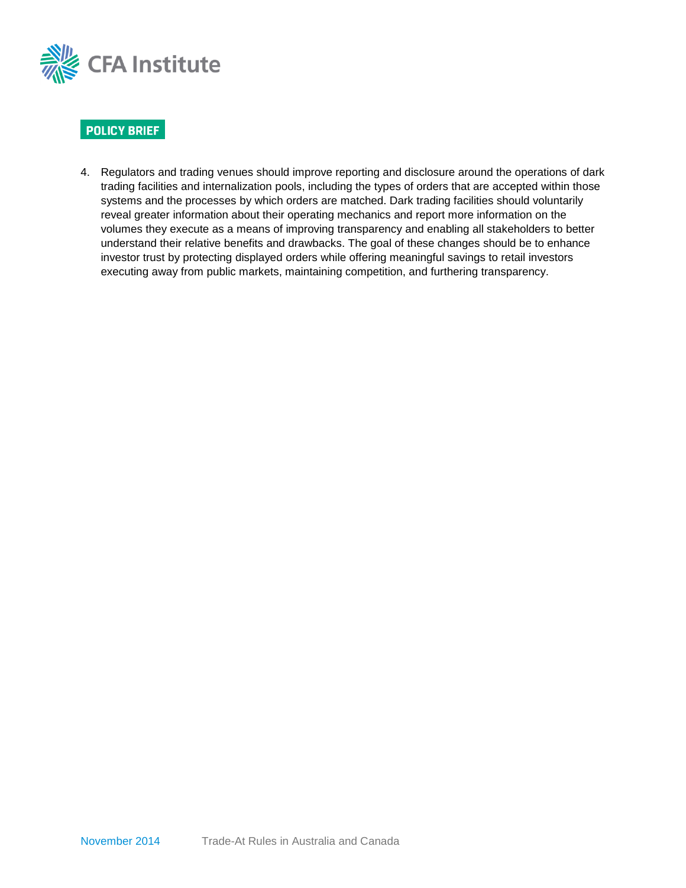4. Regulators and trading venues should improve reporting and disclosure around the operations of dark trading facilities and internalization pools, including the types of orders that are accepted within those systems and the processes by which orders are matched. Dark trading facilities should voluntarily reveal greater information about their operating mechanics and report more information on the volumes they execute as a means of improving transparency and enabling all stakeholders to better understand their relative benefits and drawbacks. The goal of these changes should be to enhance investor trust by protecting displayed orders while offering meaningful savings to retail investors executing away from public markets, maintaining competition, and furthering transparency.